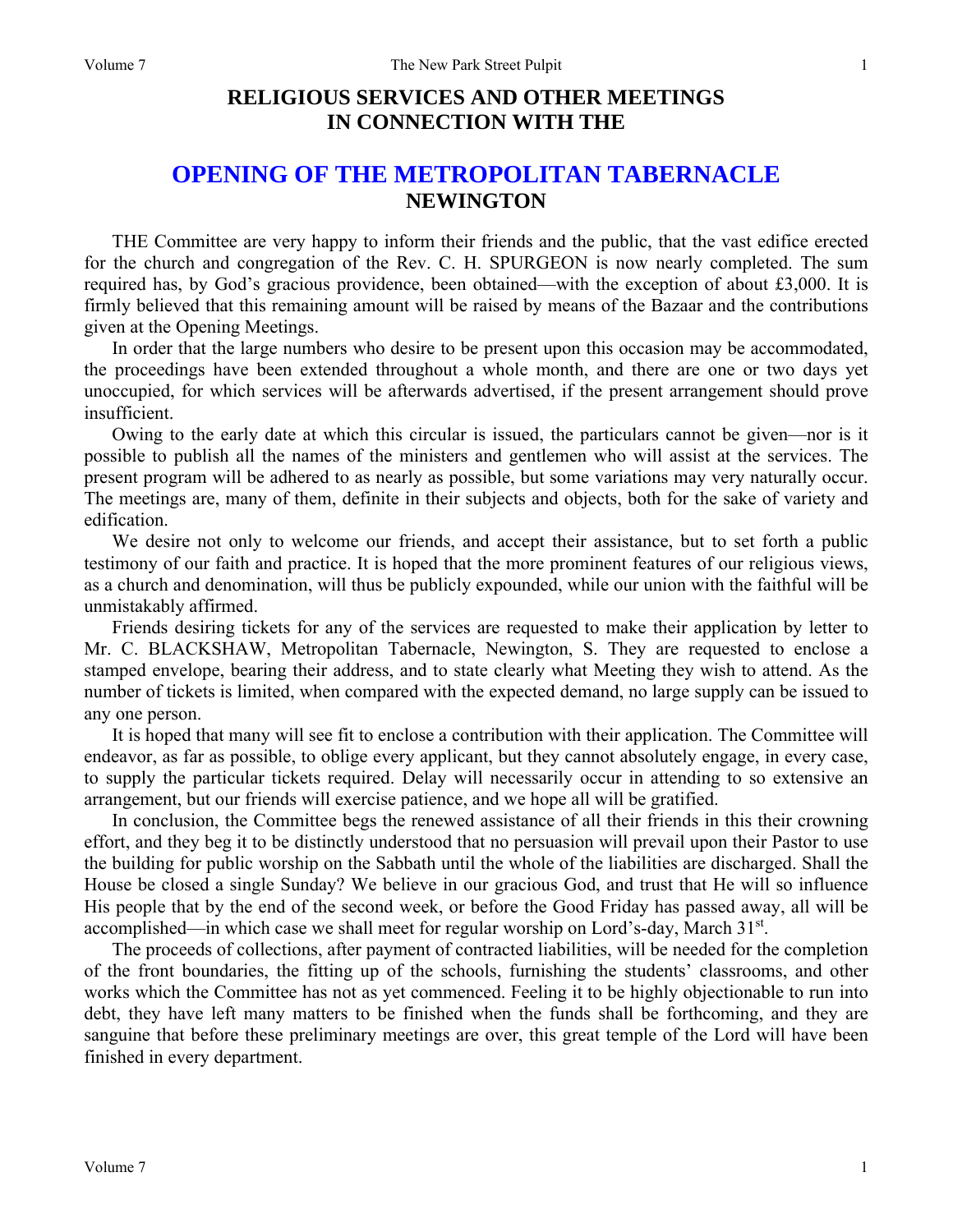# RELIGIOUS SERVICES AND OTHER MEETINGS IN CONNECTION WITH THE

# OPENING OF THE METROPOLITAN TABERNACLE
## NEWINGTON

THE Committee are very happy to inform their friends and the public, that the vast edifice erected for the church and congregation of the Rev. C. H. SPURGEON is now nearly completed. The sum required has, by God's gracious providence, been obtained—with the exception of about £3,000. It is firmly believed that this remaining amount will be raised by means of the Bazaar and the contributions given at the Opening Meetings.

In order that the large numbers who desire to be present upon this occasion may be accommodated, the proceedings have been extended throughout a whole month, and there are one or two days yet unoccupied, for which services will be afterwards advertised, if the present arrangement should prove insufficient.

Owing to the early date at which this circular is issued, the particulars cannot be given—nor is it possible to publish all the names of the ministers and gentlemen who will assist at the services. The present program will be adhered to as nearly as possible, but some variations may very naturally occur. The meetings are, many of them, definite in their subjects and objects, both for the sake of variety and edification.

We desire not only to welcome our friends, and accept their assistance, but to set forth a public testimony of our faith and practice. It is hoped that the more prominent features of our religious views, as a church and denomination, will thus be publicly expounded, while our union with the faithful will be unmistakably affirmed.

Friends desiring tickets for any of the services are requested to make their application by letter to Mr. C. BLACKSHAW, Metropolitan Tabernacle, Newington, S. They are requested to enclose a stamped envelope, bearing their address, and to state clearly what Meeting they wish to attend. As the number of tickets is limited, when compared with the expected demand, no large supply can be issued to any one person.

It is hoped that many will see fit to enclose a contribution with their application. The Committee will endeavor, as far as possible, to oblige every applicant, but they cannot absolutely engage, in every case, to supply the particular tickets required. Delay will necessarily occur in attending to so extensive an arrangement, but our friends will exercise patience, and we hope all will be gratified.

In conclusion, the Committee begs the renewed assistance of all their friends in this their crowning effort, and they beg it to be distinctly understood that no persuasion will prevail upon their Pastor to use the building for public worship on the Sabbath until the whole of the liabilities are discharged. Shall the House be closed a single Sunday? We believe in our gracious God, and trust that He will so influence His people that by the end of the second week, or before the Good Friday has passed away, all will be accomplished—in which case we shall meet for regular worship on Lord's-day, March 31st.

The proceeds of collections, after payment of contracted liabilities, will be needed for the completion of the front boundaries, the fitting up of the schools, furnishing the students' classrooms, and other works which the Committee has not as yet commenced. Feeling it to be highly objectionable to run into debt, they have left many matters to be finished when the funds shall be forthcoming, and they are sanguine that before these preliminary meetings are over, this great temple of the Lord will have been finished in every department.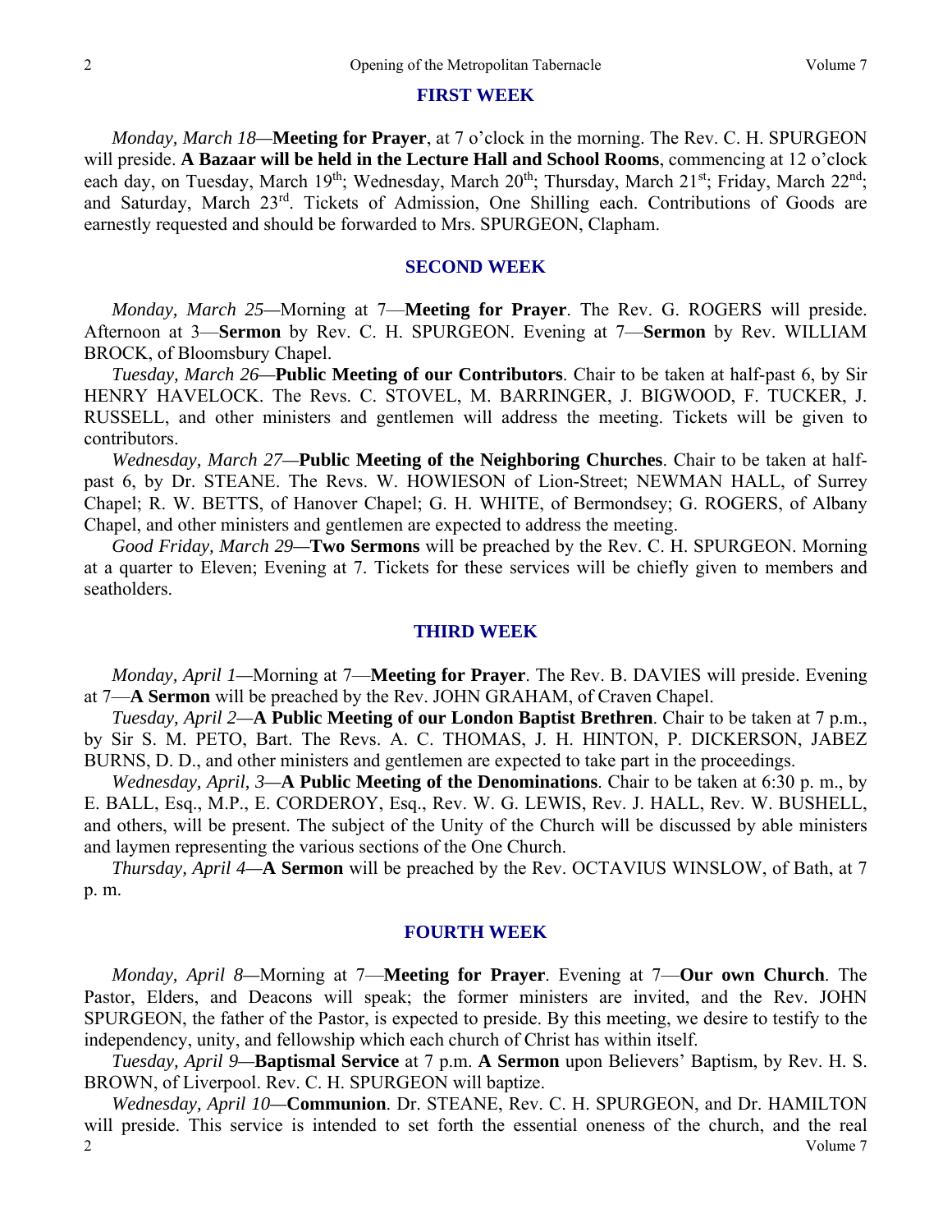## FIRST WEEK

*Monday, March 18*—**Meeting for Prayer**, at 7 o'clock in the morning. The Rev. C. H. SPURGEON will preside. **A Bazaar will be held in the Lecture Hall and School Rooms**, commencing at 12 o'clock each day, on Tuesday, March 19th; Wednesday, March 20th; Thursday, March 21st; Friday, March 22nd; and Saturday, March 23rd. Tickets of Admission, One Shilling each. Contributions of Goods are earnestly requested and should be forwarded to Mrs. SPURGEON, Clapham.

## SECOND WEEK

*Monday, March 25*—Morning at 7—**Meeting for Prayer**. The Rev. G. ROGERS will preside. Afternoon at 3—**Sermon** by Rev. C. H. SPURGEON. Evening at 7—**Sermon** by Rev. WILLIAM BROCK, of Bloomsbury Chapel.

*Tuesday, March 26*—**Public Meeting of our Contributors**. Chair to be taken at half-past 6, by Sir HENRY HAVELOCK. The Revs. C. STOVEL, M. BARRINGER, J. BIGWOOD, F. TUCKER, J. RUSSELL, and other ministers and gentlemen will address the meeting. Tickets will be given to contributors.

*Wednesday, March 27*—**Public Meeting of the Neighboring Churches**. Chair to be taken at half-past 6, by Dr. STEANE. The Revs. W. HOWIESON of Lion-Street; NEWMAN HALL, of Surrey Chapel; R. W. BETTS, of Hanover Chapel; G. H. WHITE, of Bermondsey; G. ROGERS, of Albany Chapel, and other ministers and gentlemen are expected to address the meeting.

*Good Friday, March 29*—**Two Sermons** will be preached by the Rev. C. H. SPURGEON. Morning at a quarter to Eleven; Evening at 7. Tickets for these services will be chiefly given to members and seatholders.

## THIRD WEEK

*Monday, April 1*—Morning at 7—**Meeting for Prayer**. The Rev. B. DAVIES will preside. Evening at 7—**A Sermon** will be preached by the Rev. JOHN GRAHAM, of Craven Chapel.

*Tuesday, April 2*—**A Public Meeting of our London Baptist Brethren**. Chair to be taken at 7 p.m., by Sir S. M. PETO, Bart. The Revs. A. C. THOMAS, J. H. HINTON, P. DICKERSON, JABEZ BURNS, D. D., and other ministers and gentlemen are expected to take part in the proceedings.

*Wednesday, April, 3*—**A Public Meeting of the Denominations**. Chair to be taken at 6:30 p. m., by E. BALL, Esq., M.P., E. CORDEROY, Esq., Rev. W. G. LEWIS, Rev. J. HALL, Rev. W. BUSHELL, and others, will be present. The subject of the Unity of the Church will be discussed by able ministers and laymen representing the various sections of the One Church.

*Thursday, April 4*—**A Sermon** will be preached by the Rev. OCTAVIUS WINSLOW, of Bath, at 7 p. m.

## FOURTH WEEK

*Monday, April 8*—Morning at 7—**Meeting for Prayer**. Evening at 7—**Our own Church**. The Pastor, Elders, and Deacons will speak; the former ministers are invited, and the Rev. JOHN SPURGEON, the father of the Pastor, is expected to preside. By this meeting, we desire to testify to the independency, unity, and fellowship which each church of Christ has within itself.

*Tuesday, April 9*—**Baptismal Service** at 7 p.m. **A Sermon** upon Believers' Baptism, by Rev. H. S. BROWN, of Liverpool. Rev. C. H. SPURGEON will baptize.

*Wednesday, April 10*—**Communion**. Dr. STEANE, Rev. C. H. SPURGEON, and Dr. HAMILTON will preside. This service is intended to set forth the essential oneness of the church, and the real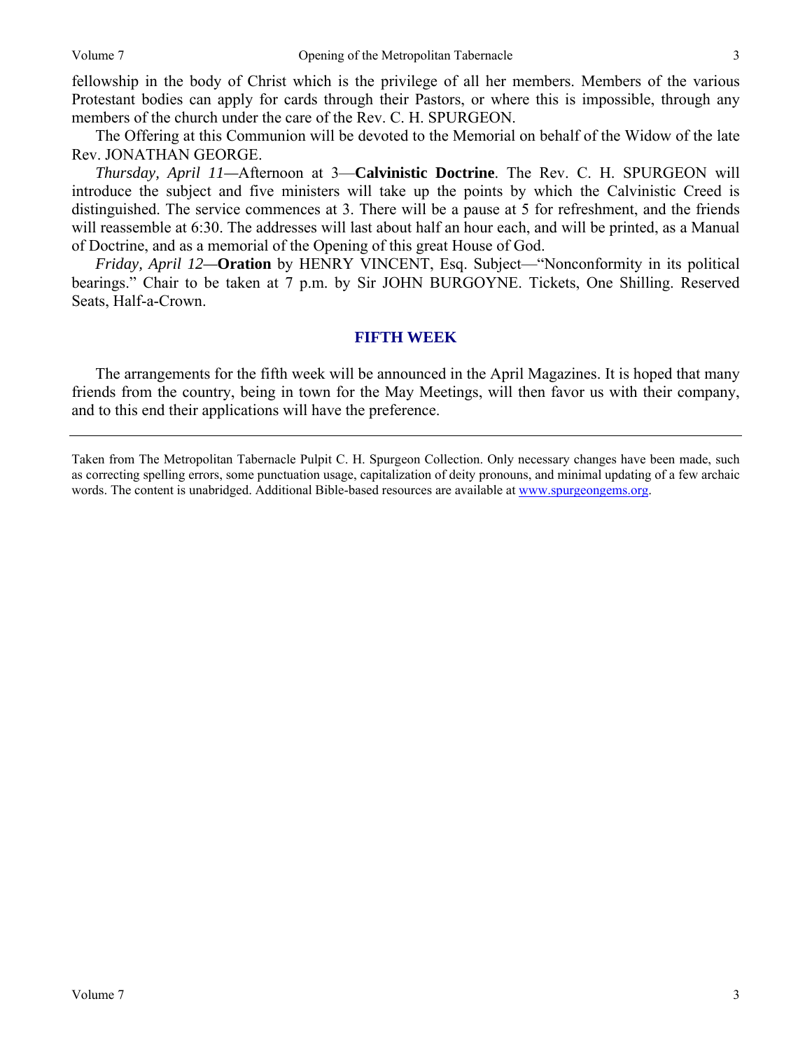fellowship in the body of Christ which is the privilege of all her members. Members of the various Protestant bodies can apply for cards through their Pastors, or where this is impossible, through any members of the church under the care of the Rev. C. H. SPURGEON.

The Offering at this Communion will be devoted to the Memorial on behalf of the Widow of the late Rev. JONATHAN GEORGE.

*Thursday, April 11*—Afternoon at 3—**Calvinistic Doctrine**. The Rev. C. H. SPURGEON will introduce the subject and five ministers will take up the points by which the Calvinistic Creed is distinguished. The service commences at 3. There will be a pause at 5 for refreshment, and the friends will reassemble at 6:30. The addresses will last about half an hour each, and will be printed, as a Manual of Doctrine, and as a memorial of the Opening of this great House of God.

*Friday, April 12*—**Oration** by HENRY VINCENT, Esq. Subject—"Nonconformity in its political bearings." Chair to be taken at 7 p.m. by Sir JOHN BURGOYNE. Tickets, One Shilling. Reserved Seats, Half-a-Crown.

## FIFTH WEEK

The arrangements for the fifth week will be announced in the April Magazines. It is hoped that many friends from the country, being in town for the May Meetings, will then favor us with their company, and to this end their applications will have the preference.

---

Taken from The Metropolitan Tabernacle Pulpit C. H. Spurgeon Collection. Only necessary changes have been made, such as correcting spelling errors, some punctuation usage, capitalization of deity pronouns, and minimal updating of a few archaic words. The content is unabridged. Additional Bible-based resources are available at www.spurgeongems.org.